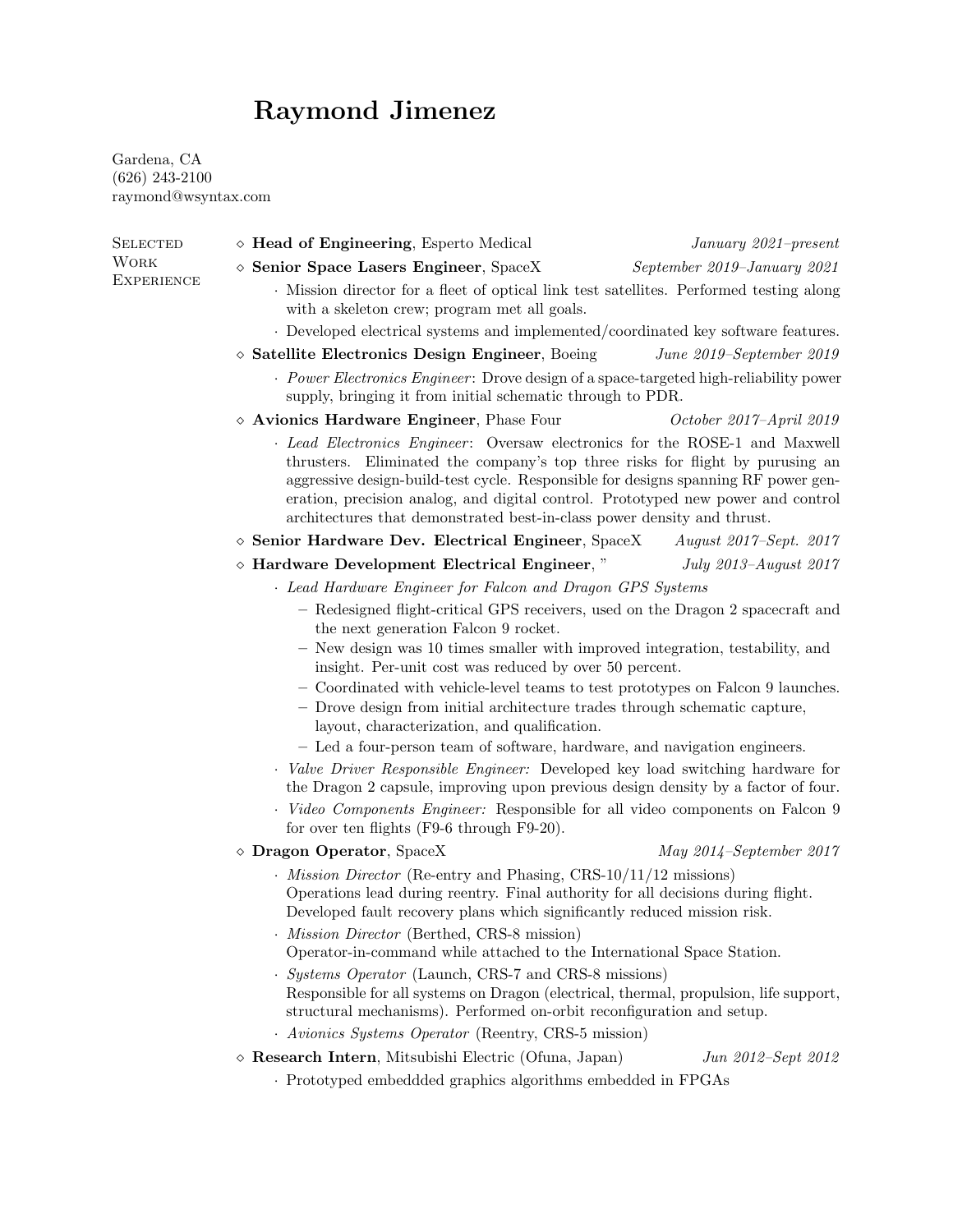# Raymond Jimenez

Gardena, CA
(626) 243-2100
raymond@wsyntax.com

## Selected Work Experience

- **Head of Engineering**, Esperto Medical — *January 2021–present*
- **Senior Space Lasers Engineer**, SpaceX — *September 2019–January 2021*
  - Mission director for a fleet of optical link test satellites. Performed testing along with a skeleton crew; program met all goals.
  - Developed electrical systems and implemented/coordinated key software features.
- **Satellite Electronics Design Engineer**, Boeing — *June 2019–September 2019*
  - *Power Electronics Engineer*: Drove design of a space-targeted high-reliability power supply, bringing it from initial schematic through to PDR.
- **Avionics Hardware Engineer**, Phase Four — *October 2017–April 2019*
  - *Lead Electronics Engineer*: Oversaw electronics for the ROSE-1 and Maxwell thrusters. Eliminated the company's top three risks for flight by purusing an aggressive design-build-test cycle. Responsible for designs spanning RF power generation, precision analog, and digital control. Prototyped new power and control architectures that demonstrated best-in-class power density and thrust.
- **Senior Hardware Dev. Electrical Engineer**, SpaceX — *August 2017–Sept. 2017*
- **Hardware Development Electrical Engineer**, " — *July 2013–August 2017*
  - *Lead Hardware Engineer for Falcon and Dragon GPS Systems*
    - Redesigned flight-critical GPS receivers, used on the Dragon 2 spacecraft and the next generation Falcon 9 rocket.
    - New design was 10 times smaller with improved integration, testability, and insight. Per-unit cost was reduced by over 50 percent.
    - Coordinated with vehicle-level teams to test prototypes on Falcon 9 launches.
    - Drove design from initial architecture trades through schematic capture, layout, characterization, and qualification.
    - Led a four-person team of software, hardware, and navigation engineers.
  - *Valve Driver Responsible Engineer:* Developed key load switching hardware for the Dragon 2 capsule, improving upon previous design density by a factor of four.
  - *Video Components Engineer:* Responsible for all video components on Falcon 9 for over ten flights (F9-6 through F9-20).
- **Dragon Operator**, SpaceX — *May 2014–September 2017*
  - *Mission Director* (Re-entry and Phasing, CRS-10/11/12 missions)
    Operations lead during reentry. Final authority for all decisions during flight. Developed fault recovery plans which significantly reduced mission risk.
  - *Mission Director* (Berthed, CRS-8 mission)
    Operator-in-command while attached to the International Space Station.
  - *Systems Operator* (Launch, CRS-7 and CRS-8 missions)
    Responsible for all systems on Dragon (electrical, thermal, propulsion, life support, structural mechanisms). Performed on-orbit reconfiguration and setup.
  - *Avionics Systems Operator* (Reentry, CRS-5 mission)
- **Research Intern**, Mitsubishi Electric (Ofuna, Japan) — *Jun 2012–Sept 2012*
  - Prototyped embeddded graphics algorithms embedded in FPGAs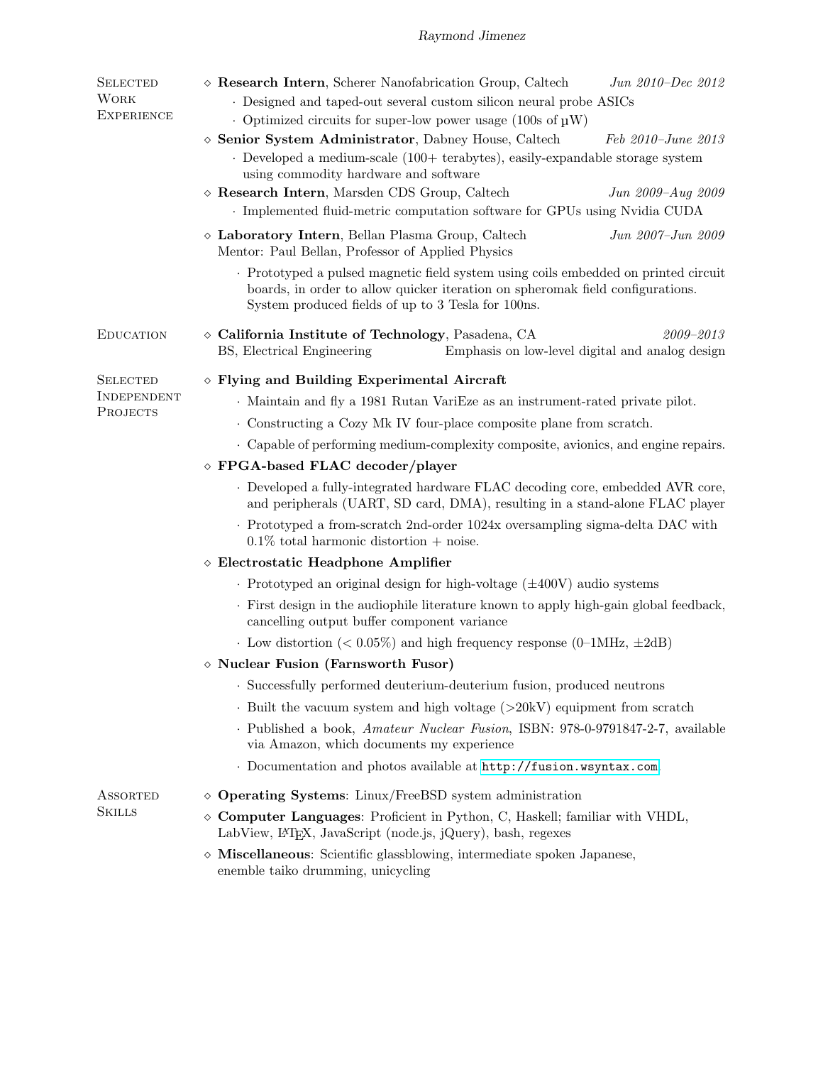## Selected Work Experience

- **Research Intern**, Scherer Nanofabrication Group, Caltech — *Jun 2010–Dec 2012*
  - Designed and taped-out several custom silicon neural probe ASICs
  - Optimized circuits for super-low power usage (100s of µW)
- **Senior System Administrator**, Dabney House, Caltech — *Feb 2010–June 2013*
  - Developed a medium-scale (100+ terabytes), easily-expandable storage system using commodity hardware and software
- **Research Intern**, Marsden CDS Group, Caltech — *Jun 2009–Aug 2009*
  - Implemented fluid-metric computation software for GPUs using Nvidia CUDA
- **Laboratory Intern**, Bellan Plasma Group, Caltech — *Jun 2007–Jun 2009*
  Mentor: Paul Bellan, Professor of Applied Physics
  - Prototyped a pulsed magnetic field system using coils embedded on printed circuit boards, in order to allow quicker iteration on spheromak field configurations. System produced fields of up to 3 Tesla for 100ns.

## Education

- **California Institute of Technology**, Pasadena, CA — *2009–2013*
  BS, Electrical Engineering — Emphasis on low-level digital and analog design

## Selected Independent Projects

- **Flying and Building Experimental Aircraft**
  - Maintain and fly a 1981 Rutan VariEze as an instrument-rated private pilot.
  - Constructing a Cozy Mk IV four-place composite plane from scratch.
  - Capable of performing medium-complexity composite, avionics, and engine repairs.
- **FPGA-based FLAC decoder/player**
  - Developed a fully-integrated hardware FLAC decoding core, embedded AVR core, and peripherals (UART, SD card, DMA), resulting in a stand-alone FLAC player
  - Prototyped a from-scratch 2nd-order 1024x oversampling sigma-delta DAC with 0.1% total harmonic distortion + noise.
- **Electrostatic Headphone Amplifier**
  - Prototyped an original design for high-voltage (±400V) audio systems
  - First design in the audiophile literature known to apply high-gain global feedback, cancelling output buffer component variance
  - Low distortion (< 0.05%) and high frequency response (0–1MHz, ±2dB)
- **Nuclear Fusion (Farnsworth Fusor)**
  - Successfully performed deuterium-deuterium fusion, produced neutrons
  - Built the vacuum system and high voltage (>20kV) equipment from scratch
  - Published a book, *Amateur Nuclear Fusion*, ISBN: 978-0-9791847-2-7, available via Amazon, which documents my experience
  - Documentation and photos available at http://fusion.wsyntax.com.

## Assorted Skills

- **Operating Systems**: Linux/FreeBSD system administration
- **Computer Languages**: Proficient in Python, C, Haskell; familiar with VHDL, LabView, LaTeX, JavaScript (node.js, jQuery), bash, regexes
- **Miscellaneous**: Scientific glassblowing, intermediate spoken Japanese, enemble taiko drumming, unicycling